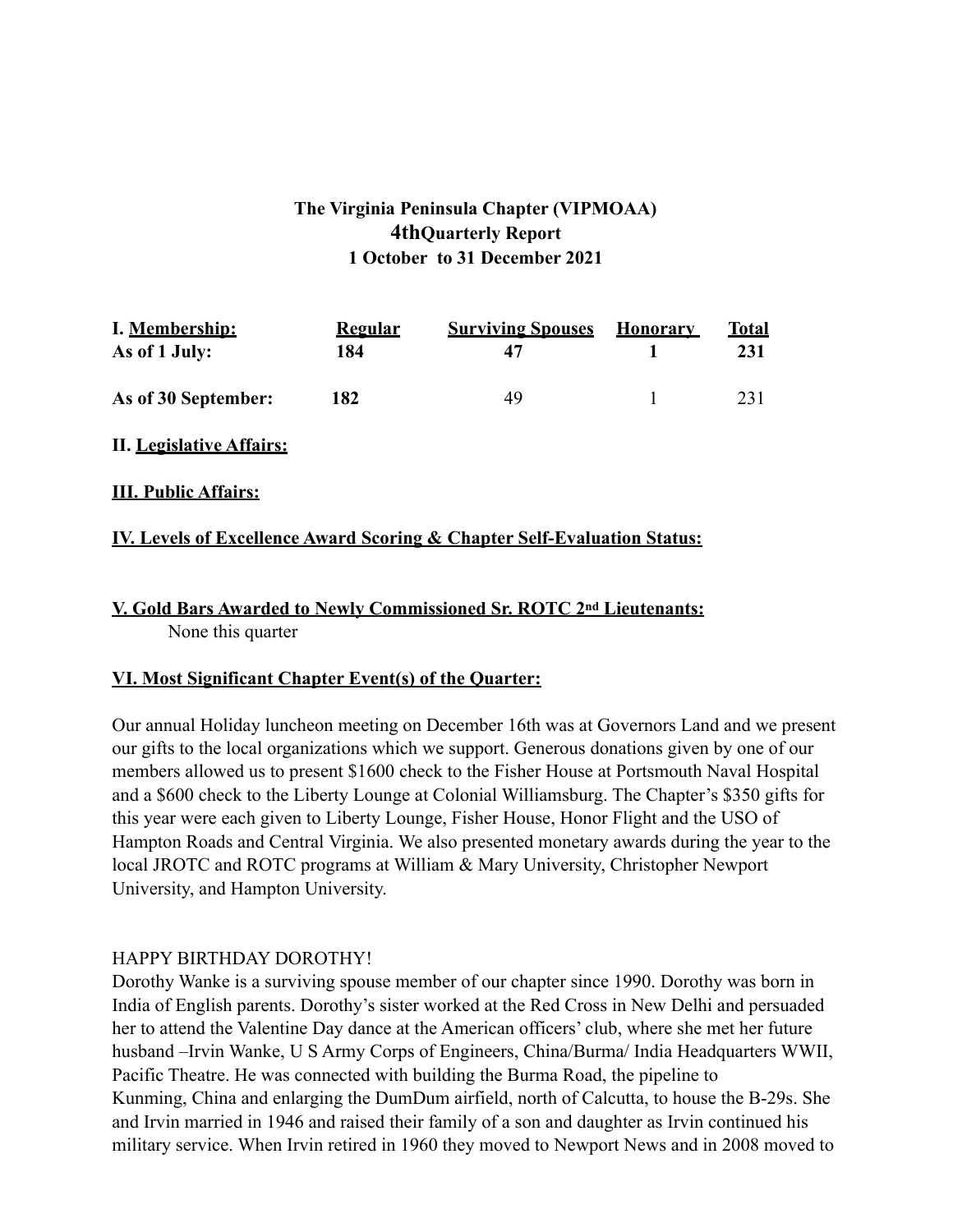**The Virginia Peninsula Chapter (VIPMOAA)**
**4thQuarterly Report**
**1 October to 31 December 2021**

| I. Membership: | Regular | Surviving Spouses | Honorary | Total |
|---|---|---|---|---|
| **As of 1 July:** | **184** | **47** | **1** | **231** |
| **As of 30 September:** | **182** | 49 | 1 | 231 |

**II. Legislative Affairs:**

**III. Public Affairs:**

**IV. Levels of Excellence Award Scoring & Chapter Self-Evaluation Status:**

**V. Gold Bars Awarded to Newly Commissioned Sr. ROTC 2nd Lieutenants:**

None this quarter

**VI. Most Significant Chapter Event(s) of the Quarter:**

Our annual Holiday luncheon meeting on December 16th was at Governors Land and we present our gifts to the local organizations which we support. Generous donations given by one of our members allowed us to present $1600 check to the Fisher House at Portsmouth Naval Hospital and a $600 check to the Liberty Lounge at Colonial Williamsburg. The Chapter's $350 gifts for this year were each given to Liberty Lounge, Fisher House, Honor Flight and the USO of Hampton Roads and Central Virginia. We also presented monetary awards during the year to the local JROTC and ROTC programs at William & Mary University, Christopher Newport University, and Hampton University.

HAPPY BIRTHDAY DOROTHY!

Dorothy Wanke is a surviving spouse member of our chapter since 1990. Dorothy was born in India of English parents. Dorothy's sister worked at the Red Cross in New Delhi and persuaded her to attend the Valentine Day dance at the American officers' club, where she met her future husband –Irvin Wanke, U S Army Corps of Engineers, China/Burma/ India Headquarters WWII, Pacific Theatre. He was connected with building the Burma Road, the pipeline to Kunming, China and enlarging the DumDum airfield, north of Calcutta, to house the B-29s. She and Irvin married in 1946 and raised their family of a son and daughter as Irvin continued his military service. When Irvin retired in 1960 they moved to Newport News and in 2008 moved to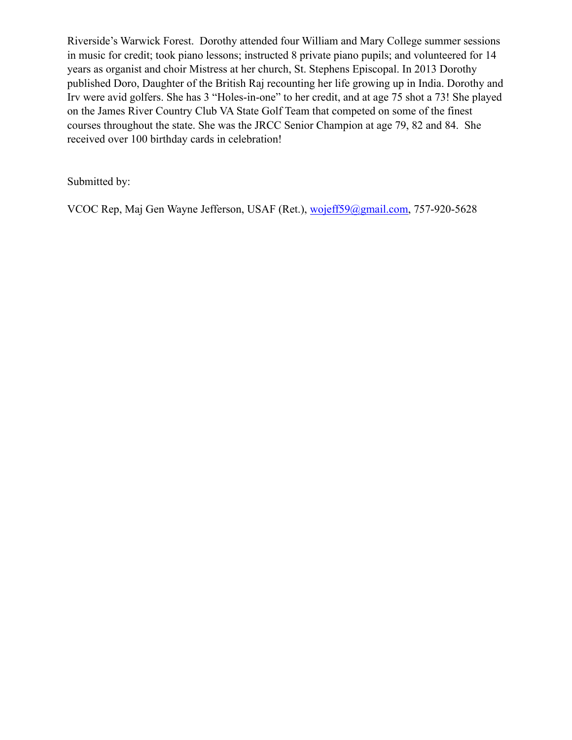Riverside's Warwick Forest. Dorothy attended four William and Mary College summer sessions in music for credit; took piano lessons; instructed 8 private piano pupils; and volunteered for 14 years as organist and choir Mistress at her church, St. Stephens Episcopal. In 2013 Dorothy published Doro, Daughter of the British Raj recounting her life growing up in India. Dorothy and Irv were avid golfers. She has 3 "Holes-in-one" to her credit, and at age 75 shot a 73! She played on the James River Country Club VA State Golf Team that competed on some of the finest courses throughout the state. She was the JRCC Senior Champion at age 79, 82 and 84. She received over 100 birthday cards in celebration!

Submitted by:

VCOC Rep, Maj Gen Wayne Jefferson, USAF (Ret.), wojeff59@gmail.com, 757-920-5628